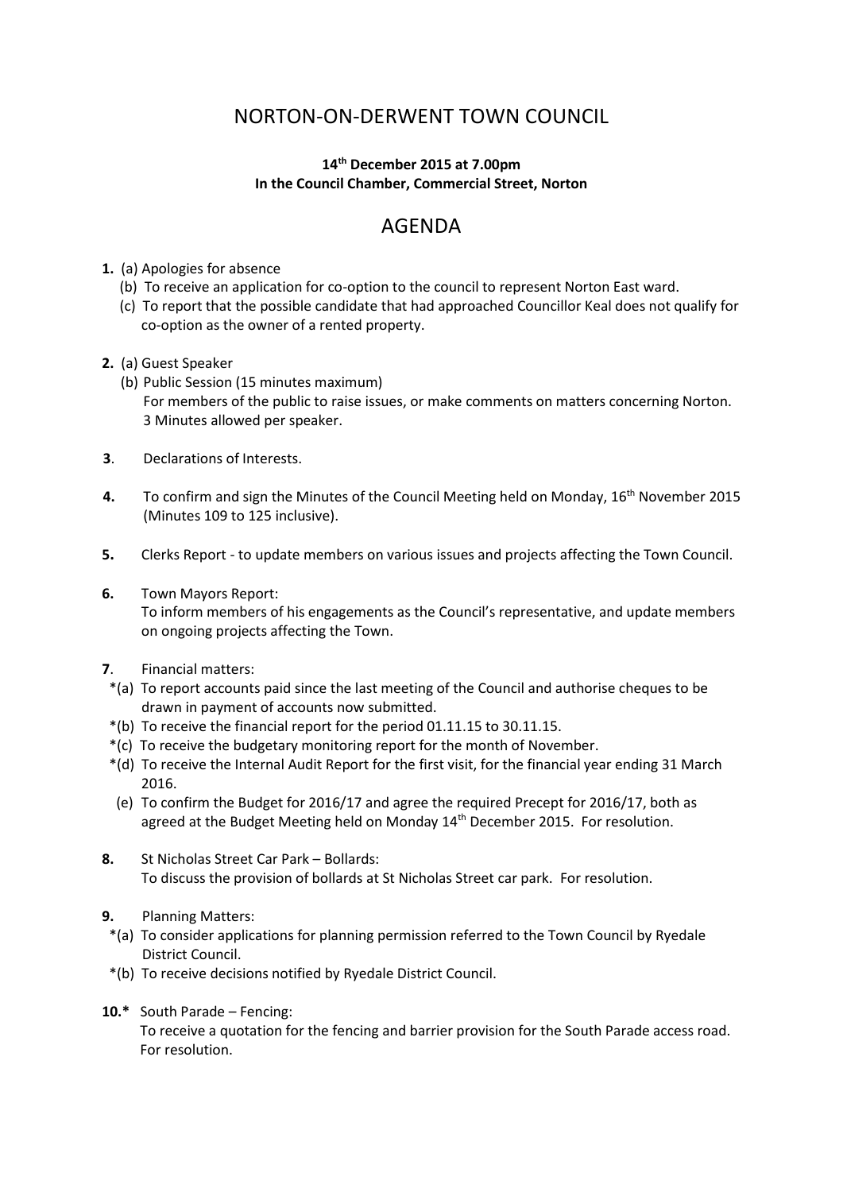# NORTON-ON-DERWENT TOWN COUNCIL

**14th December 2015 at 7.00pm**
**In the Council Chamber, Commercial Street, Norton**

## AGENDA

**1.** (a) Apologies for absence
  (b) To receive an application for co-option to the council to represent Norton East ward.
  (c) To report that the possible candidate that had approached Councillor Keal does not qualify for co-option as the owner of a rented property.

**2.** (a) Guest Speaker
  (b) Public Session (15 minutes maximum)
  For members of the public to raise issues, or make comments on matters concerning Norton. 3 Minutes allowed per speaker.

**3**. Declarations of Interests.

**4.** To confirm and sign the Minutes of the Council Meeting held on Monday, 16th November 2015 (Minutes 109 to 125 inclusive).

**5.** Clerks Report - to update members on various issues and projects affecting the Town Council.

**6.** Town Mayors Report:
To inform members of his engagements as the Council's representative, and update members on ongoing projects affecting the Town.

**7**. Financial matters:
*(a) To report accounts paid since the last meeting of the Council and authorise cheques to be drawn in payment of accounts now submitted.
*(b) To receive the financial report for the period 01.11.15 to 30.11.15.
*(c) To receive the budgetary monitoring report for the month of November.
*(d) To receive the Internal Audit Report for the first visit, for the financial year ending 31 March 2016.
(e) To confirm the Budget for 2016/17 and agree the required Precept for 2016/17, both as agreed at the Budget Meeting held on Monday 14th December 2015. For resolution.

**8.** St Nicholas Street Car Park – Bollards:
To discuss the provision of bollards at St Nicholas Street car park. For resolution.

**9.** Planning Matters:
*(a) To consider applications for planning permission referred to the Town Council by Ryedale District Council.
*(b) To receive decisions notified by Ryedale District Council.

**10.*** South Parade – Fencing:
To receive a quotation for the fencing and barrier provision for the South Parade access road. For resolution.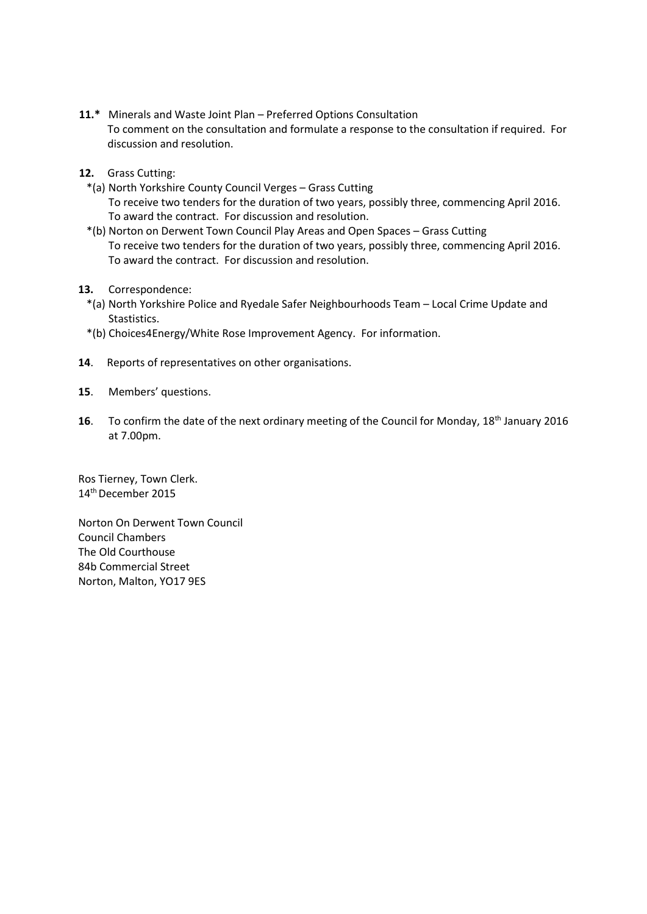**11.*** Minerals and Waste Joint Plan – Preferred Options Consultation
To comment on the consultation and formulate a response to the consultation if required. For discussion and resolution.

**12.** Grass Cutting:

*(a) North Yorkshire County Council Verges – Grass Cutting
To receive two tenders for the duration of two years, possibly three, commencing April 2016. To award the contract. For discussion and resolution.

*(b) Norton on Derwent Town Council Play Areas and Open Spaces – Grass Cutting
To receive two tenders for the duration of two years, possibly three, commencing April 2016. To award the contract. For discussion and resolution.

**13.** Correspondence:

*(a) North Yorkshire Police and Ryedale Safer Neighbourhoods Team – Local Crime Update and Stastistics.

*(b) Choices4Energy/White Rose Improvement Agency. For information.

**14**. Reports of representatives on other organisations.

**15**. Members' questions.

**16**. To confirm the date of the next ordinary meeting of the Council for Monday, 18th January 2016 at 7.00pm.

Ros Tierney, Town Clerk.
14th December 2015

Norton On Derwent Town Council
Council Chambers
The Old Courthouse
84b Commercial Street
Norton, Malton, YO17 9ES